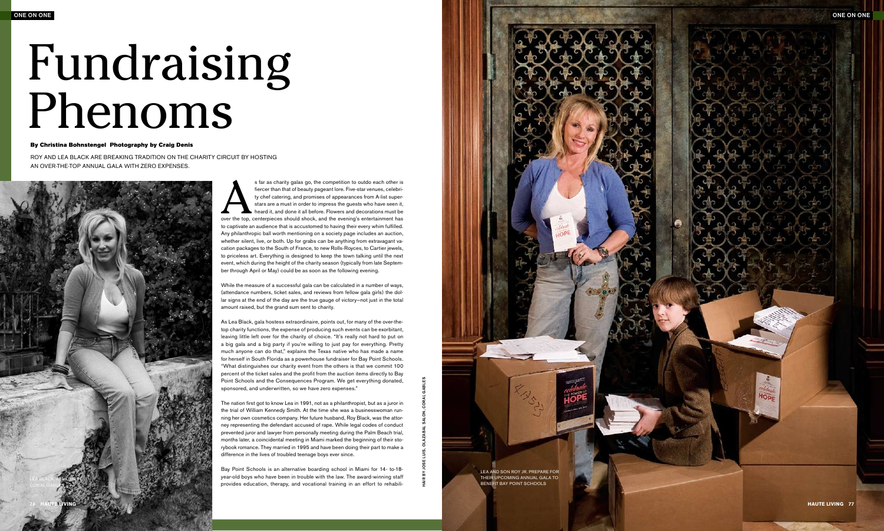# Fundraising Phenoms

**By Christina Bohnstengel Photography by Craig Denis**

ROY AND LEA BLACK ARE BREAKING TRADITION ON THE CHARITY CIRCUIT BY HOSTING AN OVER-THE-TOP ANNUAL GALA WITH ZERO EXPENSES.

As far as charity galas go, the competition to outdo each other is fiercer than that of beauty pageant lore. Five-star venues, celebrity chef catering, and promises of appearances from A-list superstars are a must in order to impress the guests who have seen it, heard it, and done it all before. Flowers and decorations must be over the top, centerpieces should shock, and the evening's entertainment has to captivate an audience that is accustomed to having their every whim fulfilled. Any philanthropic ball worth mentioning on a society page includes an auction, whether silent, live, or both. Up for grabs can be anything from extravagant vacation packages to the South of France, to new Rolls-Royces, to Cartier jewels, to priceless art. Everything is designed to keep the town talking until the next event, which during the height of the charity season (typically from late September through April or May) could be as soon as the following evening.

While the measure of a successful gala can be calculated in a number of ways, (attendance numbers, ticket sales, and reviews from fellow gala girls) the dollar signs at the end of the day are the true gauge of victory—not just in the total amount raised, but the grand sum sent to charity.

As Lea Black, gala hostess extraordinaire, points out, for many of the over-the-top charity functions, the expense of producing such events can be exorbitant, leaving little left over for the charity of choice. "It's really not hard to put on a big gala and a big party if you're willing to just pay for everything. Pretty much anyone can do that," explains the Texas native who has made a name for herself in South Florida as a powerhouse fundraiser for Bay Point Schools. "What distinguishes our charity event from the others is that we commit 100 percent of the ticket sales and the profit from the auction items directly to Bay Point Schools and the Consequences Program. We get everything donated, sponsored, and underwritten, so we have zero expenses."

The nation first got to know Lea in 1991, not as a philanthropist, but as a juror in the trial of William Kennedy Smith. At the time she was a businesswoman running her own cosmetics company. Her future husband, Roy Black, was the attorney representing the defendant accused of rape. While legal codes of conduct prevented juror and lawyer from personally meeting during the Palm Beach trial, months later, a coincidental meeting in Miami marked the beginning of their storybook romance. They married in 1995 and have been doing their part to make a difference in the lives of troubled teenage boys ever since.

Bay Point Schools is an alternative boarding school in Miami for 14- to-18-year-old boys who have been in trouble with the law. The award-winning staff provides education, therapy, and vocational training in an effort to rehabili-

LEA BLACK AT HOME IN CORAL GABLES

LEA AND SON ROY JR. PREPARE FOR THEIR UPCOMING ANNUAL GALA TO BENEFIT BAY POINT SCHOOLS

HAIR BY JOSE LUIS, OLAZABAL SALON, CORAL GABLES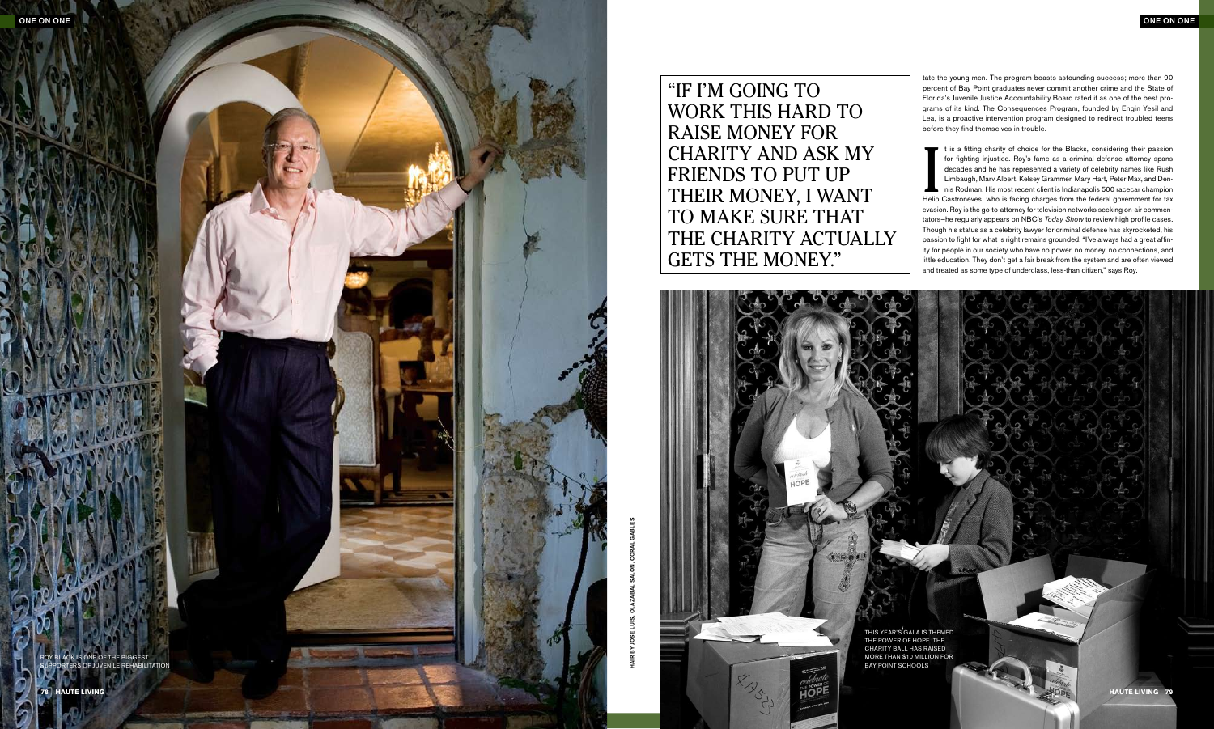"IF I'M GOING TO WORK THIS HARD TO RAISE MONEY FOR CHARITY AND ASK MY FRIENDS TO PUT UP THEIR MONEY, I WANT TO MAKE SURE THAT THE CHARITY ACTUALLY GETS THE MONEY."

tate the young men. The program boasts astounding success; more than 90 percent of Bay Point graduates never commit another crime and the State of Florida's Juvenile Justice Accountability Board rated it as one of the best programs of its kind. The Consequences Program, founded by Engin Yesil and Lea, is a proactive intervention program designed to redirect troubled teens before they find themselves in trouble.

It is a fitting charity of choice for the Blacks, considering their passion for fighting injustice. Roy's fame as a criminal defense attorney spans decades and he has represented a variety of celebrity names like Rush Limbaugh, Marv Albert, Kelsey Grammer, Mary Hart, Peter Max, and Dennis Rodman. His most recent client is Indianapolis 500 racecar champion Helio Castroneves, who is facing charges from the federal government for tax evasion. Roy is the go-to-attorney for television networks seeking on-air commentators—he regularly appears on NBC's *Today Show* to review high profile cases. Though his status as a celebrity lawyer for criminal defense has skyrocketed, his passion to fight for what is right remains grounded. "I've always had a great affinity for people in our society who have no power, no money, no connections, and little education. They don't get a fair break from the system and are often viewed and treated as some type of underclass, less-than citizen," says Roy.

ROY BLACK IS ONE OF THE BIGGEST SUPPORTERS OF JUVENILE REHABILITATION

HAIR BY JOSE LUIS, OLAZABAL SALON, CORAL GABLES

THIS YEAR'S GALA IS THEMED THE POWER OF HOPE. THE CHARITY BALL HAS RAISED MORE THAN $10 MILLION FOR BAY POINT SCHOOLS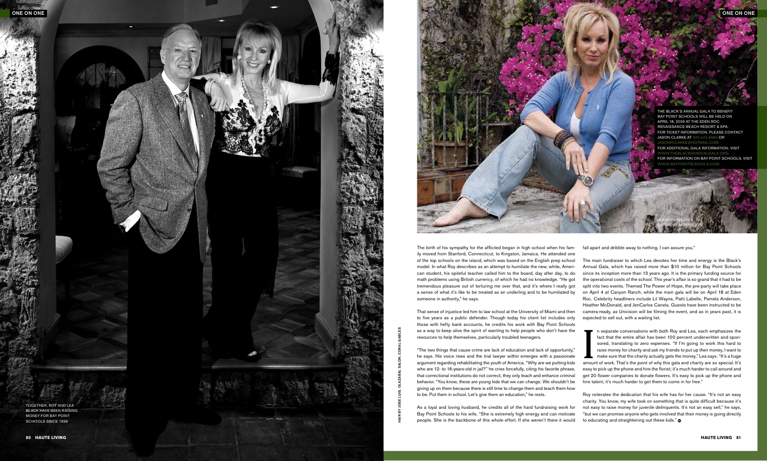TOGETHER, ROY AND LEA BLACK HAVE BEEN RAISING MONEY FOR BAY POINT SCHOOLS SINCE 1996

HAIR BY JOSE LUIS, OLAZABAL SALON, CORAL GABLES

THE BLACK'S ANNUAL GALA TO BENEFIT BAY POINT SCHOOLS WILL BE HELD ON APRIL 18, 2009 AT THE EDEN ROC RENAISSANCE BEACH RESORT & SPA. FOR TICKET INFORMATION, PLEASE CONTACT JASON CLARKE AT 305.443.8980 OR JASONFCLARKE@HOTMAIL.COM. FOR ADDITIONAL GALA INFORMATION, VISIT WWW.THEBLACKSANNUALGALA.ORG. FOR INFORMATION ON BAY POINT SCHOOLS, VISIT WWW.BAYPOINTSCHOOLS.COM.

LEA AT HOME ON A SATURDAY AFTERNOON

The birth of his sympathy for the afflicted began in high school when his family moved from Stanford, Connecticut, to Kingston, Jamaica. He attended one of the top schools on the island, which was based on the English prep school model. In what Roy describes as an attempt to humiliate the new, white, American student, his spiteful teacher called him to the board, day after day, to do math problems using British currency, of which he had no knowledge. "He got tremendous pleasure out of torturing me over that, and it's where I really got a sense of what it's like to be treated as an underling and to be humiliated by someone in authority," he says.

That sense of injustice led him to law school at the University of Miami and then to five years as a public defender. Though today his client list includes only those with hefty bank accounts, he credits his work with Bay Point Schools as a way to keep alive the spirit of wanting to help people who don't have the resources to help themselves, particularly troubled teenagers.

"The two things that cause crime are lack of education and lack of opportunity," he says. His voice rises and the trial lawyer within emerges with a passionate argument regarding rehabilitating the youth of America. "Why are we putting kids who are 12- to 16-years-old in jail?" he cries forcefully, citing his favorite phrase, that correctional institutions do not correct, they only teach and enhance criminal behavior. "You know, these are young kids that we can change. We shouldn't be giving up on them because there is still time to change them and teach them how to be. Put them in school. Let's give them an education," he rests.

As a loyal and loving husband, he credits all of the hard fundraising work for Bay Point Schools to his wife. "She is extremely high energy and can motivate people. She is the backbone of this whole effort. If she weren't there it would fall apart and dribble away to nothing, I can assure you."

The main fundraiser to which Lea devotes her time and energy is the Black's Annual Gala, which has raised more than $10 million for Bay Point Schools since its inception more than 13 years ago. It is the primary funding source for the operational costs of the school. This year's affair is so grand that it had to be split into two events. Themed The Power of Hope, the pre-party will take place on April 4 at Canyon Ranch, while the main gala will be on April 18 at Eden Roc. Celebrity headliners include Lil Wayne, Patti Labelle, Pamela Anderson, Heather McDonald, and JenCarlos Canela. Guests have been instructed to be camera-ready, as Univision will be filming the event, and as in years past, it is expected to sell out, with a waiting list.

In separate conversations with both Roy and Lea, each emphasizes the fact that the entire affair has been 100 percent underwritten and sponsored, translating to zero expenses. "If I'm going to work this hard to raise money for charity and ask my friends to put up their money, I want to make sure that the charity actually gets the money," Lea says. "It's a huge amount of work. That's the point of why this gala and charity are so special. It's easy to pick up the phone and hire the florist; it's much harder to call around and get 20 flower companies to donate flowers. It's easy to pick up the phone and hire talent; it's much harder to get them to come in for free."

Roy reiterates the dedication that his wife has for her cause. "It's not an easy charity. You know, my wife took on something that is quite difficult because it's not easy to raise money for juvenile delinquents. It's not an easy sell," he says, "but we can promise anyone who gets involved that their money is going directly to educating and straightening out these kids."